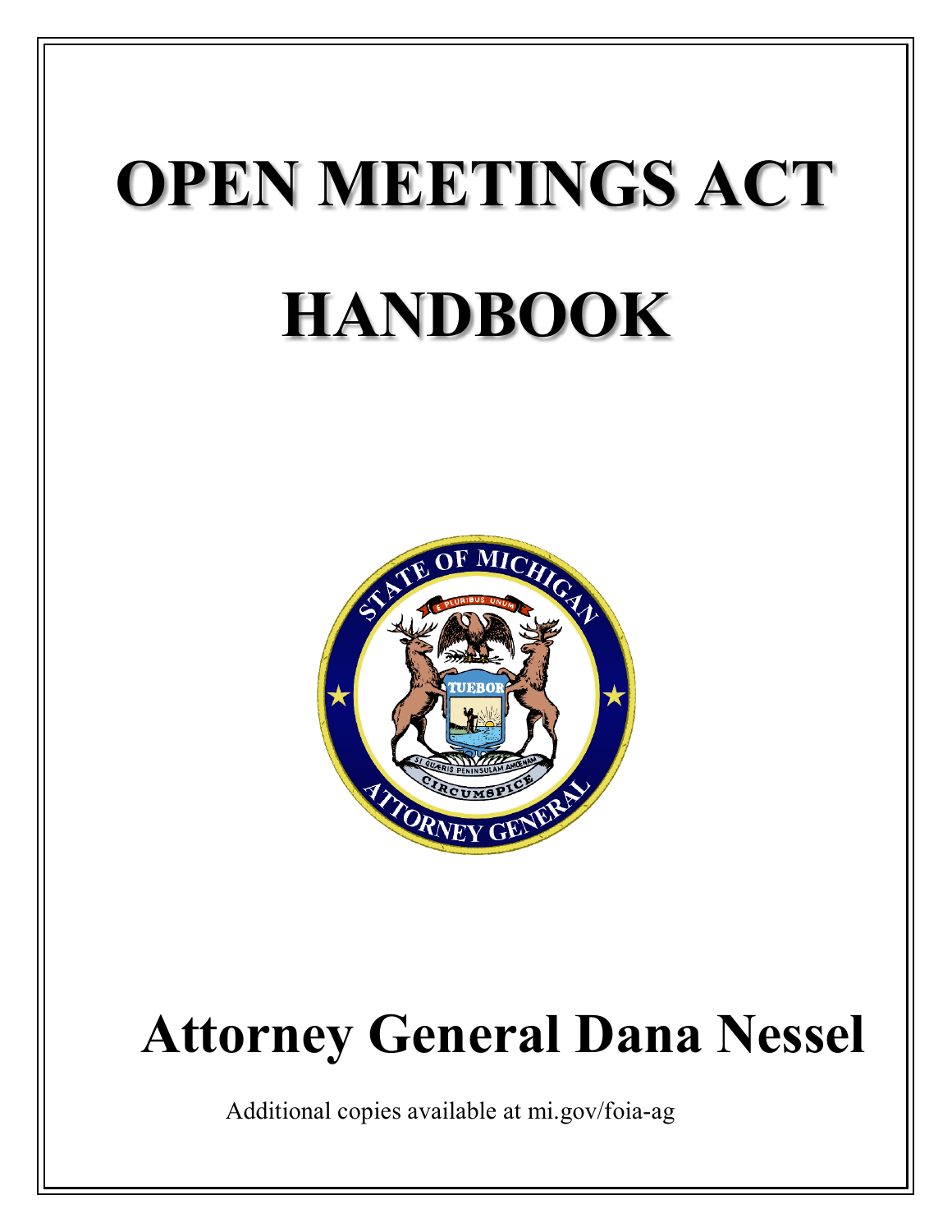# OPEN MEETINGS ACT

# HANDBOOK

# Attorney General Dana Nessel

Additional copies available at mi.gov/foia-ag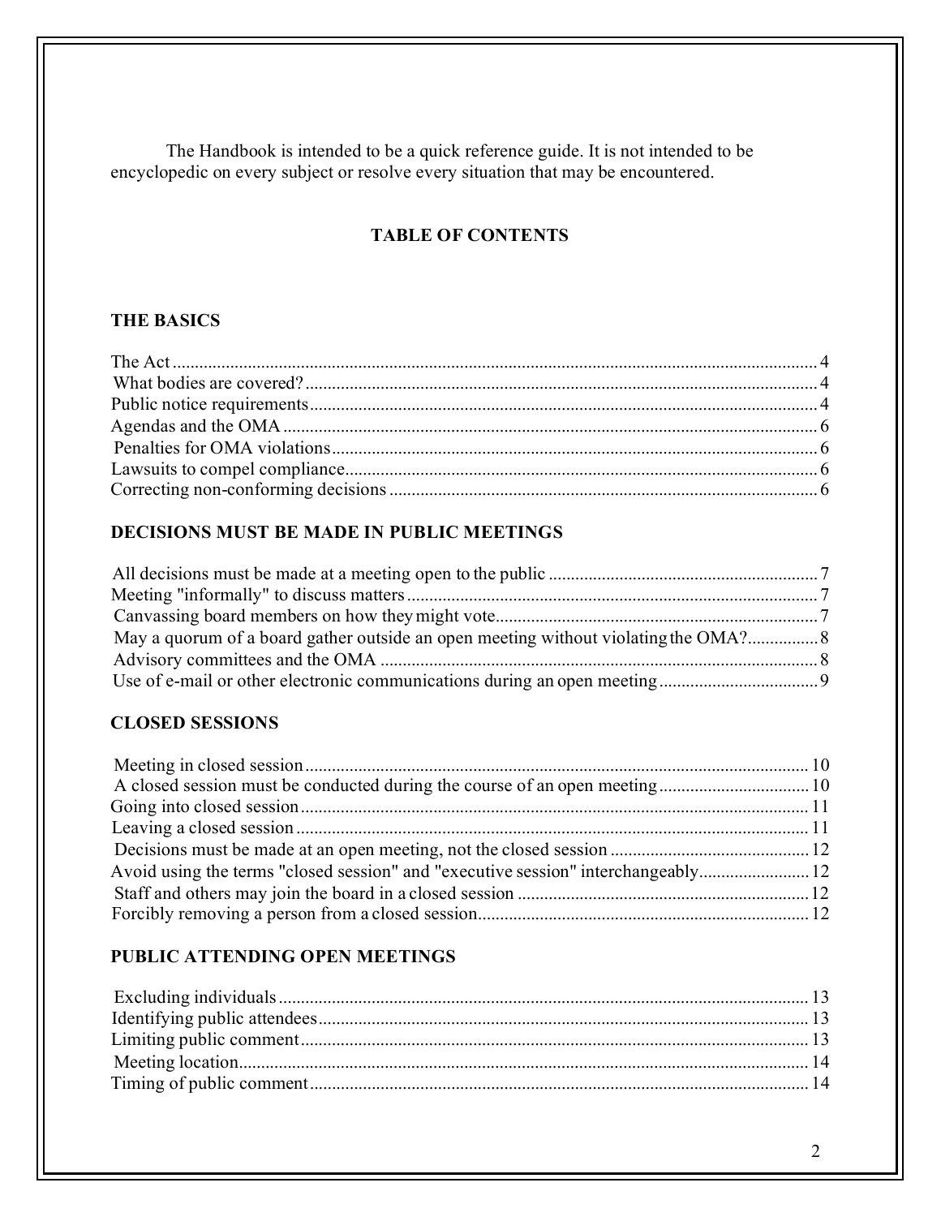The Handbook is intended to be a quick reference guide. It is not intended to be encyclopedic on every subject or resolve every situation that may be encountered.

## TABLE OF CONTENTS

### THE BASICS

The Act ........ 4
What bodies are covered? ........ 4
Public notice requirements ........ 4
Agendas and the OMA ........ 6
Penalties for OMA violations ........ 6
Lawsuits to compel compliance ........ 6
Correcting non-conforming decisions ........ 6

### DECISIONS MUST BE MADE IN PUBLIC MEETINGS

All decisions must be made at a meeting open to the public ........ 7
Meeting "informally" to discuss matters ........ 7
Canvassing board members on how they might vote ........ 7
May a quorum of a board gather outside an open meeting without violating the OMA? ........ 8
Advisory committees and the OMA ........ 8
Use of e-mail or other electronic communications during an open meeting ........ 9

### CLOSED SESSIONS

Meeting in closed session ........ 10
A closed session must be conducted during the course of an open meeting ........ 10
Going into closed session ........ 11
Leaving a closed session ........ 11
Decisions must be made at an open meeting, not the closed session ........ 12
Avoid using the terms "closed session" and "executive session" interchangeably ........ 12
Staff and others may join the board in a closed session ........ 12
Forcibly removing a person from a closed session ........ 12

### PUBLIC ATTENDING OPEN MEETINGS

Excluding individuals ........ 13
Identifying public attendees ........ 13
Limiting public comment ........ 13
Meeting location ........ 14
Timing of public comment ........ 14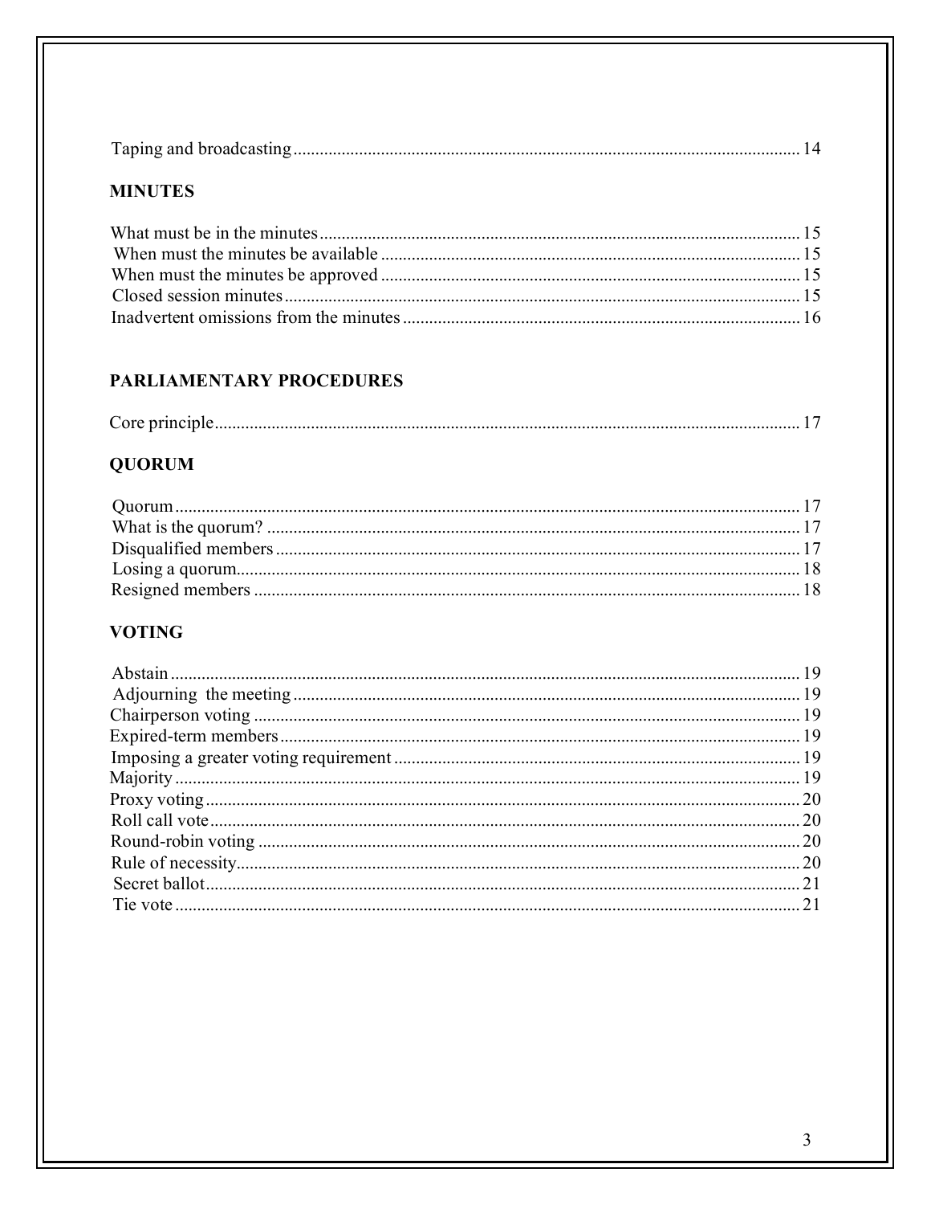Taping and broadcasting ..... 14

## MINUTES

What must be in the minutes ..... 15
When must the minutes be available ..... 15
When must the minutes be approved ..... 15
Closed session minutes ..... 15
Inadvertent omissions from the minutes ..... 16

## PARLIAMENTARY PROCEDURES

Core principle ..... 17

## QUORUM

Quorum ..... 17
What is the quorum? ..... 17
Disqualified members ..... 17
Losing a quorum ..... 18
Resigned members ..... 18

## VOTING

Abstain ..... 19
Adjourning the meeting ..... 19
Chairperson voting ..... 19
Expired-term members ..... 19
Imposing a greater voting requirement ..... 19
Majority ..... 19
Proxy voting ..... 20
Roll call vote ..... 20
Round-robin voting ..... 20
Rule of necessity ..... 20
Secret ballot ..... 21
Tie vote ..... 21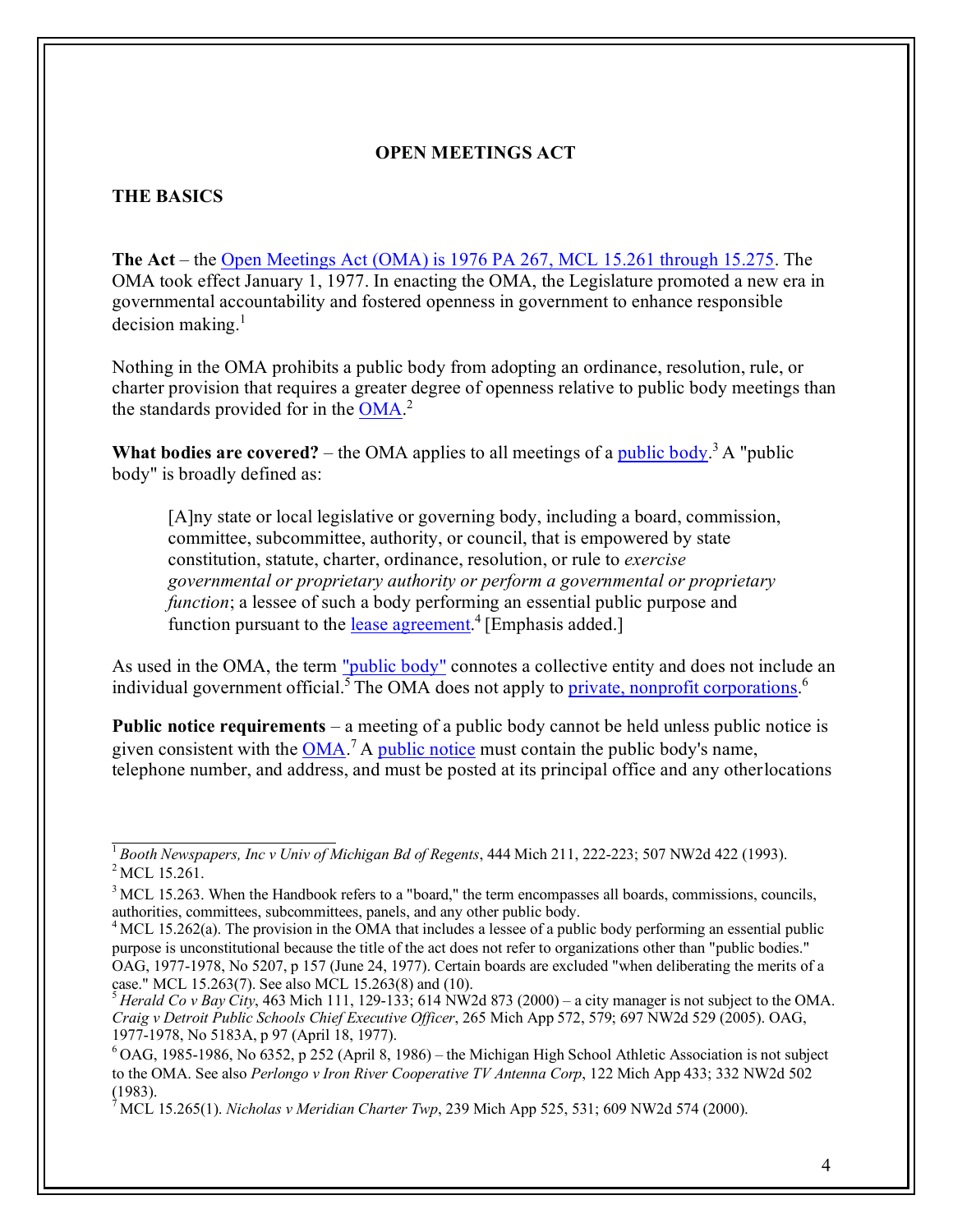## OPEN MEETINGS ACT

### THE BASICS

**The Act** – the Open Meetings Act (OMA) is 1976 PA 267, MCL 15.261 through 15.275. The OMA took effect January 1, 1977. In enacting the OMA, the Legislature promoted a new era in governmental accountability and fostered openness in government to enhance responsible decision making.[1]

Nothing in the OMA prohibits a public body from adopting an ordinance, resolution, rule, or charter provision that requires a greater degree of openness relative to public body meetings than the standards provided for in the OMA.[2]

**What bodies are covered?** – the OMA applies to all meetings of a public body.[3] A "public body" is broadly defined as:

> [A]ny state or local legislative or governing body, including a board, commission, committee, subcommittee, authority, or council, that is empowered by state constitution, statute, charter, ordinance, resolution, or rule to *exercise governmental or proprietary authority or perform a governmental or proprietary function*; a lessee of such a body performing an essential public purpose and function pursuant to the lease agreement.[4] [Emphasis added.]

As used in the OMA, the term "public body" connotes a collective entity and does not include an individual government official.[5] The OMA does not apply to private, nonprofit corporations.[6]

**Public notice requirements** – a meeting of a public body cannot be held unless public notice is given consistent with the OMA.[7] A public notice must contain the public body's name, telephone number, and address, and must be posted at its principal office and any other locations

---

[1] *Booth Newspapers, Inc v Univ of Michigan Bd of Regents*, 444 Mich 211, 222-223; 507 NW2d 422 (1993).

[2] MCL 15.261.

[3] MCL 15.263. When the Handbook refers to a "board," the term encompasses all boards, commissions, councils, authorities, committees, subcommittees, panels, and any other public body.

[4] MCL 15.262(a). The provision in the OMA that includes a lessee of a public body performing an essential public purpose is unconstitutional because the title of the act does not refer to organizations other than "public bodies." OAG, 1977-1978, No 5207, p 157 (June 24, 1977). Certain boards are excluded "when deliberating the merits of a case." MCL 15.263(7). See also MCL 15.263(8) and (10).

[5] *Herald Co v Bay City*, 463 Mich 111, 129-133; 614 NW2d 873 (2000) – a city manager is not subject to the OMA. *Craig v Detroit Public Schools Chief Executive Officer*, 265 Mich App 572, 579; 697 NW2d 529 (2005). OAG, 1977-1978, No 5183A, p 97 (April 18, 1977).

[6] OAG, 1985-1986, No 6352, p 252 (April 8, 1986) – the Michigan High School Athletic Association is not subject to the OMA. See also *Perlongo v Iron River Cooperative TV Antenna Corp*, 122 Mich App 433; 332 NW2d 502 (1983).

[7] MCL 15.265(1). *Nicholas v Meridian Charter Twp*, 239 Mich App 525, 531; 609 NW2d 574 (2000).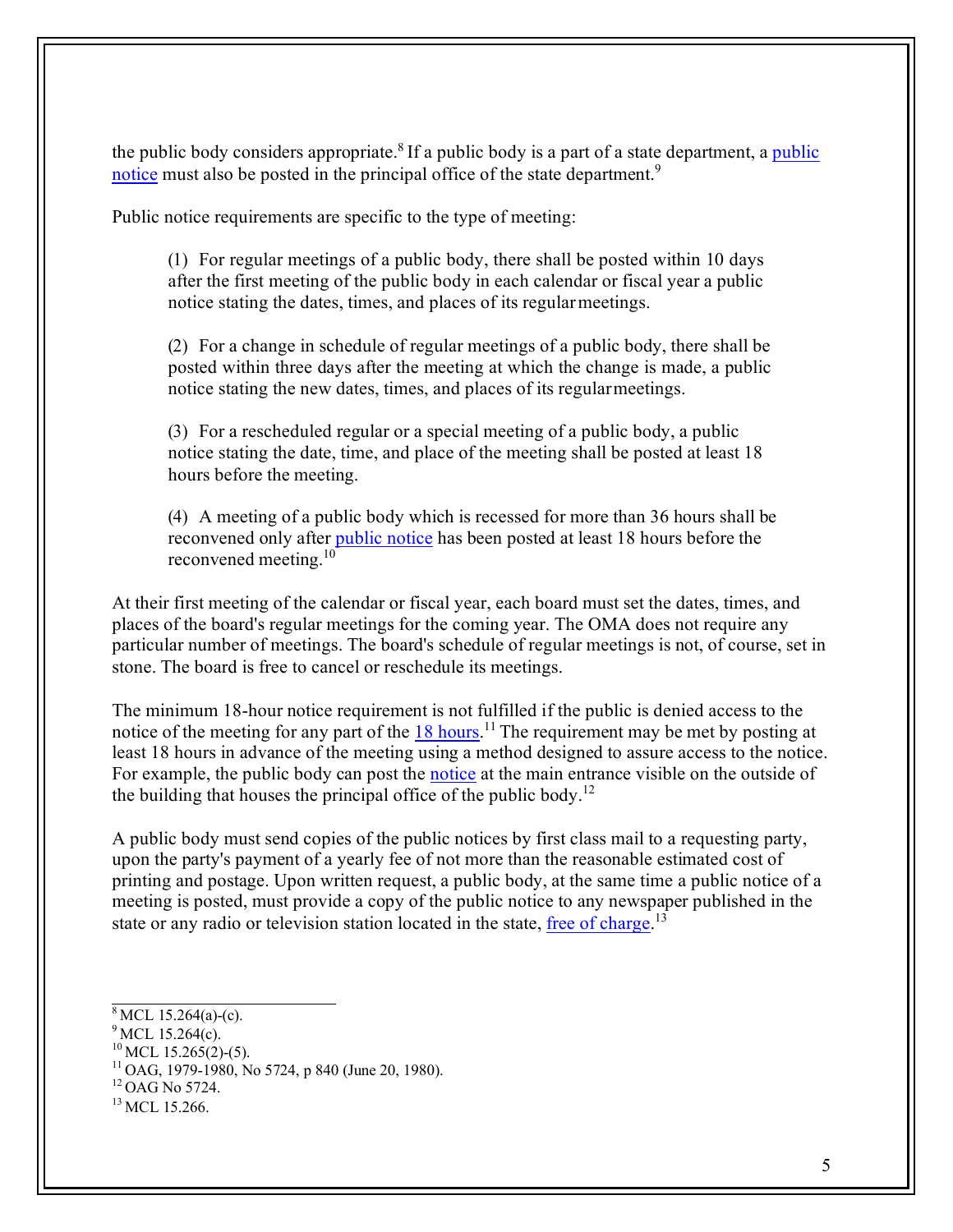the public body considers appropriate.[8] If a public body is a part of a state department, a public notice must also be posted in the principal office of the state department.[9]

Public notice requirements are specific to the type of meeting:

> (1) For regular meetings of a public body, there shall be posted within 10 days after the first meeting of the public body in each calendar or fiscal year a public notice stating the dates, times, and places of its regular meetings.
>
> (2) For a change in schedule of regular meetings of a public body, there shall be posted within three days after the meeting at which the change is made, a public notice stating the new dates, times, and places of its regular meetings.
>
> (3) For a rescheduled regular or a special meeting of a public body, a public notice stating the date, time, and place of the meeting shall be posted at least 18 hours before the meeting.
>
> (4) A meeting of a public body which is recessed for more than 36 hours shall be reconvened only after public notice has been posted at least 18 hours before the reconvened meeting.[10]

At their first meeting of the calendar or fiscal year, each board must set the dates, times, and places of the board's regular meetings for the coming year. The OMA does not require any particular number of meetings. The board's schedule of regular meetings is not, of course, set in stone. The board is free to cancel or reschedule its meetings.

The minimum 18-hour notice requirement is not fulfilled if the public is denied access to the notice of the meeting for any part of the 18 hours.[11] The requirement may be met by posting at least 18 hours in advance of the meeting using a method designed to assure access to the notice. For example, the public body can post the notice at the main entrance visible on the outside of the building that houses the principal office of the public body.[12]

A public body must send copies of the public notices by first class mail to a requesting party, upon the party's payment of a yearly fee of not more than the reasonable estimated cost of printing and postage. Upon written request, a public body, at the same time a public notice of a meeting is posted, must provide a copy of the public notice to any newspaper published in the state or any radio or television station located in the state, free of charge.[13]

---

[8] MCL 15.264(a)-(c).

[9] MCL 15.264(c).

[10] MCL 15.265(2)-(5).

[11] OAG, 1979-1980, No 5724, p 840 (June 20, 1980).

[12] OAG No 5724.

[13] MCL 15.266.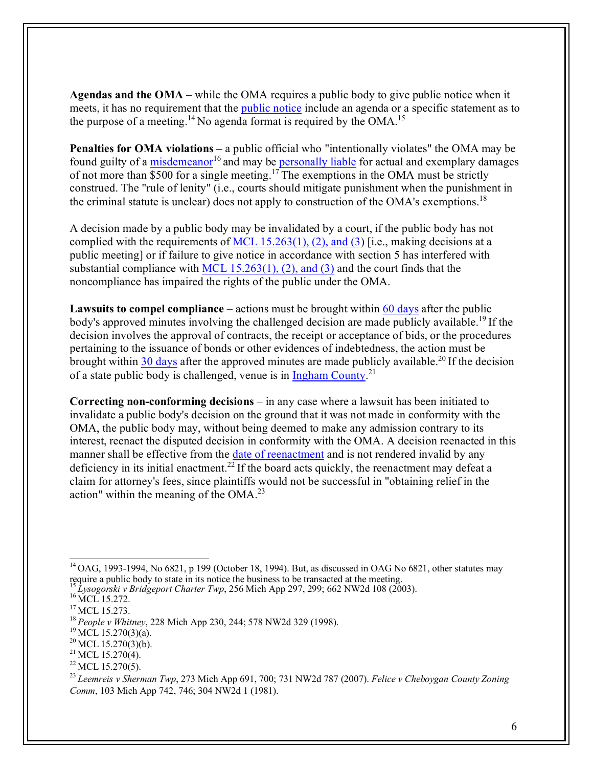**Agendas and the OMA –** while the OMA requires a public body to give public notice when it meets, it has no requirement that the public notice include an agenda or a specific statement as to the purpose of a meeting.[14] No agenda format is required by the OMA.[15]

**Penalties for OMA violations –** a public official who "intentionally violates" the OMA may be found guilty of a misdemeanor[16] and may be personally liable for actual and exemplary damages of not more than $500 for a single meeting.[17] The exemptions in the OMA must be strictly construed. The "rule of lenity" (i.e., courts should mitigate punishment when the punishment in the criminal statute is unclear) does not apply to construction of the OMA's exemptions.[18]

A decision made by a public body may be invalidated by a court, if the public body has not complied with the requirements of MCL 15.263(1), (2), and (3) [i.e., making decisions at a public meeting] or if failure to give notice in accordance with section 5 has interfered with substantial compliance with MCL 15.263(1), (2), and (3) and the court finds that the noncompliance has impaired the rights of the public under the OMA.

**Lawsuits to compel compliance** – actions must be brought within 60 days after the public body's approved minutes involving the challenged decision are made publicly available.[19] If the decision involves the approval of contracts, the receipt or acceptance of bids, or the procedures pertaining to the issuance of bonds or other evidences of indebtedness, the action must be brought within 30 days after the approved minutes are made publicly available.[20] If the decision of a state public body is challenged, venue is in Ingham County.[21]

**Correcting non-conforming decisions** – in any case where a lawsuit has been initiated to invalidate a public body's decision on the ground that it was not made in conformity with the OMA, the public body may, without being deemed to make any admission contrary to its interest, reenact the disputed decision in conformity with the OMA. A decision reenacted in this manner shall be effective from the date of reenactment and is not rendered invalid by any deficiency in its initial enactment.[22] If the board acts quickly, the reenactment may defeat a claim for attorney's fees, since plaintiffs would not be successful in "obtaining relief in the action" within the meaning of the OMA.[23]

---

[14] OAG, 1993-1994, No 6821, p 199 (October 18, 1994). But, as discussed in OAG No 6821, other statutes may require a public body to state in its notice the business to be transacted at the meeting.

[15] *Lysogorski v Bridgeport Charter Twp*, 256 Mich App 297, 299; 662 NW2d 108 (2003).

[16] MCL 15.272.

[17] MCL 15.273.

[18] *People v Whitney*, 228 Mich App 230, 244; 578 NW2d 329 (1998).

[19] MCL 15.270(3)(a).

[20] MCL 15.270(3)(b).

[21] MCL 15.270(4).

[22] MCL 15.270(5).

[23] *Leemreis v Sherman Twp*, 273 Mich App 691, 700; 731 NW2d 787 (2007). *Felice v Cheboygan County Zoning Comm*, 103 Mich App 742, 746; 304 NW2d 1 (1981).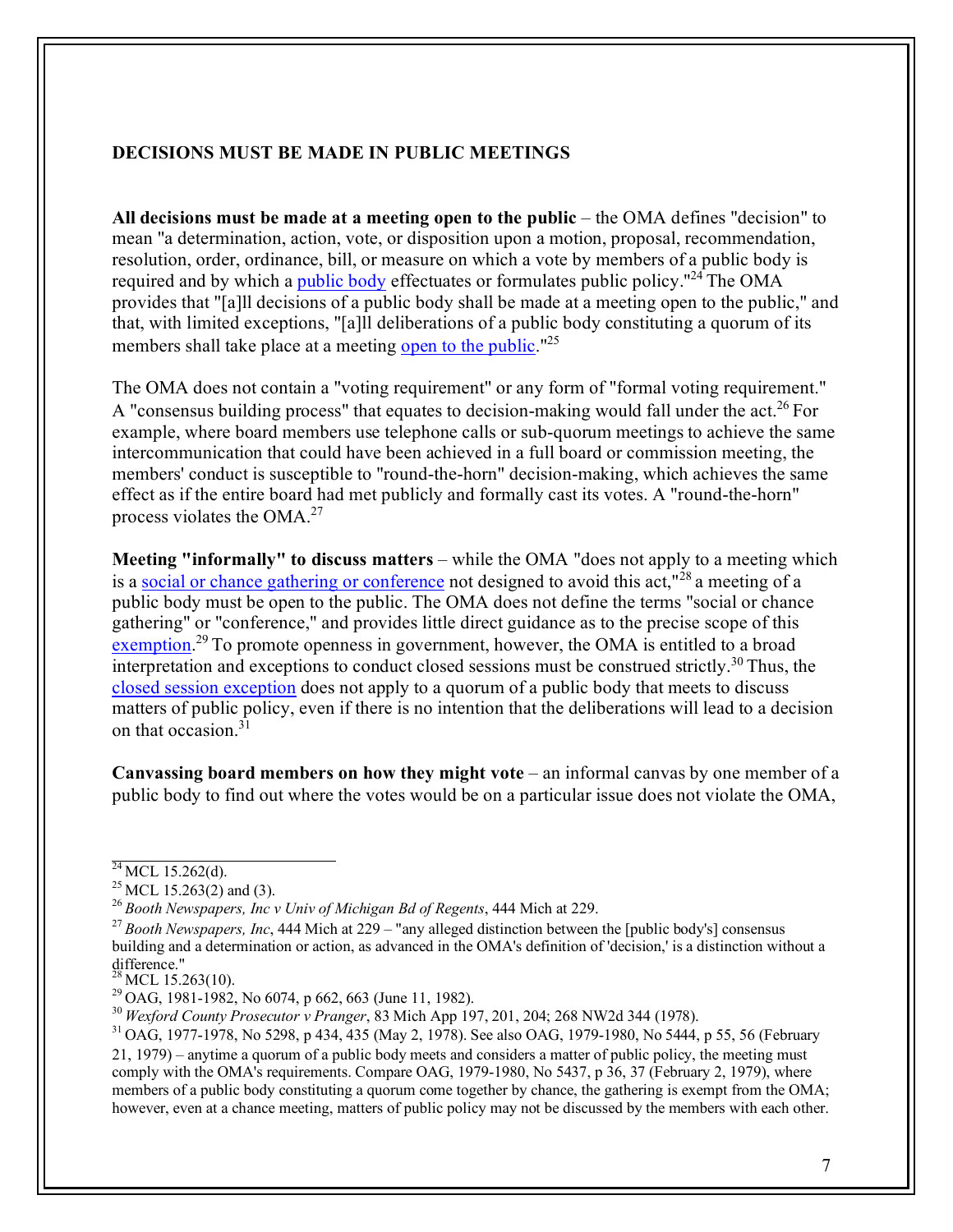**DECISIONS MUST BE MADE IN PUBLIC MEETINGS**

**All decisions must be made at a meeting open to the public** – the OMA defines "decision" to mean "a determination, action, vote, or disposition upon a motion, proposal, recommendation, resolution, order, ordinance, bill, or measure on which a vote by members of a public body is required and by which a public body effectuates or formulates public policy."[24] The OMA provides that "[a]ll decisions of a public body shall be made at a meeting open to the public," and that, with limited exceptions, "[a]ll deliberations of a public body constituting a quorum of its members shall take place at a meeting open to the public."[25]

The OMA does not contain a "voting requirement" or any form of "formal voting requirement." A "consensus building process" that equates to decision-making would fall under the act.[26] For example, where board members use telephone calls or sub-quorum meetings to achieve the same intercommunication that could have been achieved in a full board or commission meeting, the members' conduct is susceptible to "round-the-horn" decision-making, which achieves the same effect as if the entire board had met publicly and formally cast its votes. A "round-the-horn" process violates the OMA.[27]

**Meeting "informally" to discuss matters** – while the OMA "does not apply to a meeting which is a social or chance gathering or conference not designed to avoid this act,"[28] a meeting of a public body must be open to the public. The OMA does not define the terms "social or chance gathering" or "conference," and provides little direct guidance as to the precise scope of this exemption.[29] To promote openness in government, however, the OMA is entitled to a broad interpretation and exceptions to conduct closed sessions must be construed strictly.[30] Thus, the closed session exception does not apply to a quorum of a public body that meets to discuss matters of public policy, even if there is no intention that the deliberations will lead to a decision on that occasion.[31]

**Canvassing board members on how they might vote** – an informal canvas by one member of a public body to find out where the votes would be on a particular issue does not violate the OMA,

---

[24] MCL 15.262(d).

[25] MCL 15.263(2) and (3).

[26] *Booth Newspapers, Inc v Univ of Michigan Bd of Regents*, 444 Mich at 229.

[27] *Booth Newspapers, Inc*, 444 Mich at 229 – "any alleged distinction between the [public body's] consensus building and a determination or action, as advanced in the OMA's definition of 'decision,' is a distinction without a difference."

[28] MCL 15.263(10).

[29] OAG, 1981-1982, No 6074, p 662, 663 (June 11, 1982).

[30] *Wexford County Prosecutor v Pranger*, 83 Mich App 197, 201, 204; 268 NW2d 344 (1978).

[31] OAG, 1977-1978, No 5298, p 434, 435 (May 2, 1978). See also OAG, 1979-1980, No 5444, p 55, 56 (February 21, 1979) – anytime a quorum of a public body meets and considers a matter of public policy, the meeting must comply with the OMA's requirements. Compare OAG, 1979-1980, No 5437, p 36, 37 (February 2, 1979), where members of a public body constituting a quorum come together by chance, the gathering is exempt from the OMA; however, even at a chance meeting, matters of public policy may not be discussed by the members with each other.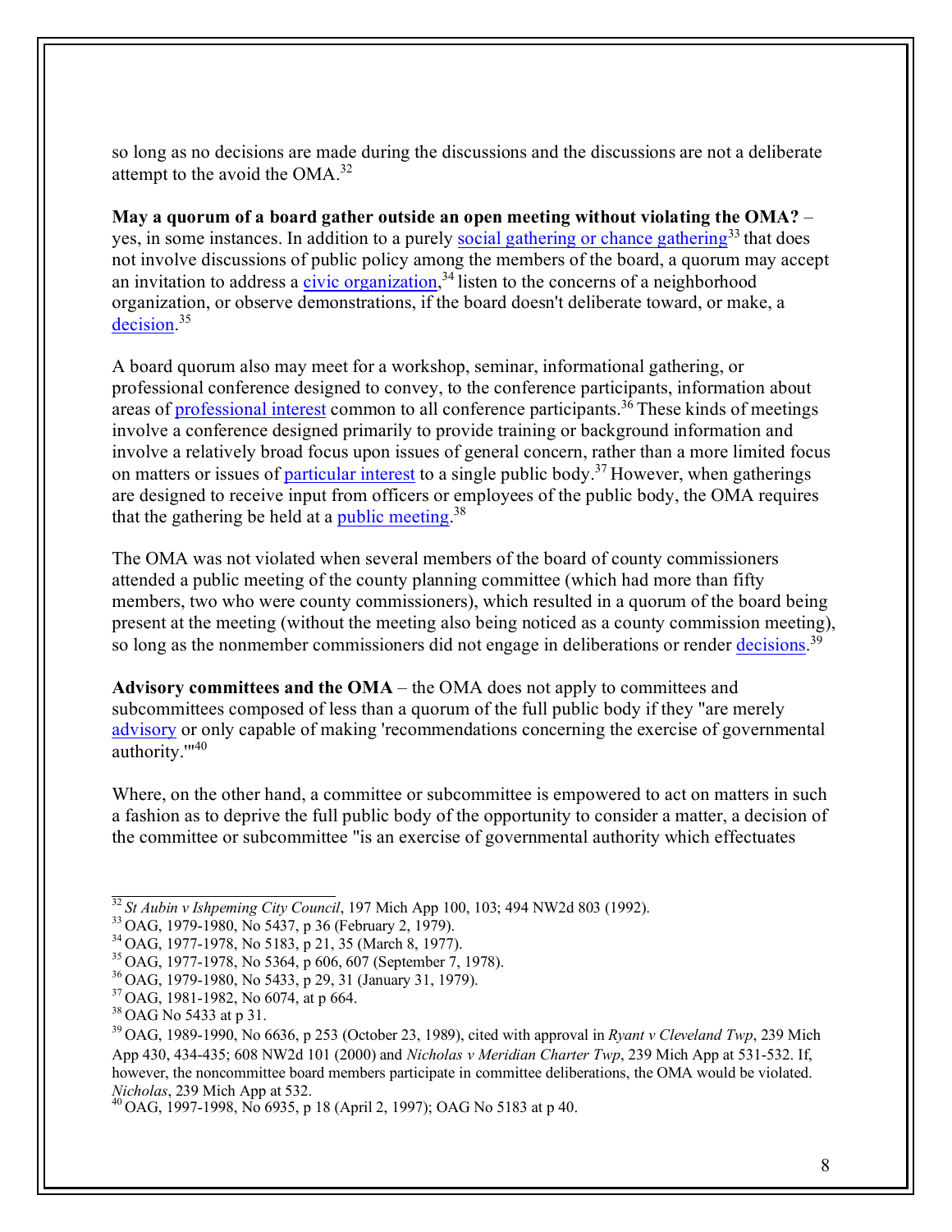so long as no decisions are made during the discussions and the discussions are not a deliberate attempt to the avoid the OMA.[32]

**May a quorum of a board gather outside an open meeting without violating the OMA?** – yes, in some instances. In addition to a purely social gathering or chance gathering[33] that does not involve discussions of public policy among the members of the board, a quorum may accept an invitation to address a civic organization,[34] listen to the concerns of a neighborhood organization, or observe demonstrations, if the board doesn't deliberate toward, or make, a decision.[35]

A board quorum also may meet for a workshop, seminar, informational gathering, or professional conference designed to convey, to the conference participants, information about areas of professional interest common to all conference participants.[36] These kinds of meetings involve a conference designed primarily to provide training or background information and involve a relatively broad focus upon issues of general concern, rather than a more limited focus on matters or issues of particular interest to a single public body.[37] However, when gatherings are designed to receive input from officers or employees of the public body, the OMA requires that the gathering be held at a public meeting.[38]

The OMA was not violated when several members of the board of county commissioners attended a public meeting of the county planning committee (which had more than fifty members, two who were county commissioners), which resulted in a quorum of the board being present at the meeting (without the meeting also being noticed as a county commission meeting), so long as the nonmember commissioners did not engage in deliberations or render decisions.[39]

**Advisory committees and the OMA** – the OMA does not apply to committees and subcommittees composed of less than a quorum of the full public body if they "are merely advisory or only capable of making 'recommendations concerning the exercise of governmental authority.'"[40]

Where, on the other hand, a committee or subcommittee is empowered to act on matters in such a fashion as to deprive the full public body of the opportunity to consider a matter, a decision of the committee or subcommittee "is an exercise of governmental authority which effectuates

---

[32] *St Aubin v Ishpeming City Council*, 197 Mich App 100, 103; 494 NW2d 803 (1992).

[33] OAG, 1979-1980, No 5437, p 36 (February 2, 1979).

[34] OAG, 1977-1978, No 5183, p 21, 35 (March 8, 1977).

[35] OAG, 1977-1978, No 5364, p 606, 607 (September 7, 1978).

[36] OAG, 1979-1980, No 5433, p 29, 31 (January 31, 1979).

[37] OAG, 1981-1982, No 6074, at p 664.

[38] OAG No 5433 at p 31.

[39] OAG, 1989-1990, No 6636, p 253 (October 23, 1989), cited with approval in *Ryant v Cleveland Twp*, 239 Mich App 430, 434-435; 608 NW2d 101 (2000) and *Nicholas v Meridian Charter Twp*, 239 Mich App at 531-532. If, however, the noncommittee board members participate in committee deliberations, the OMA would be violated. *Nicholas*, 239 Mich App at 532.

[40] OAG, 1997-1998, No 6935, p 18 (April 2, 1997); OAG No 5183 at p 40.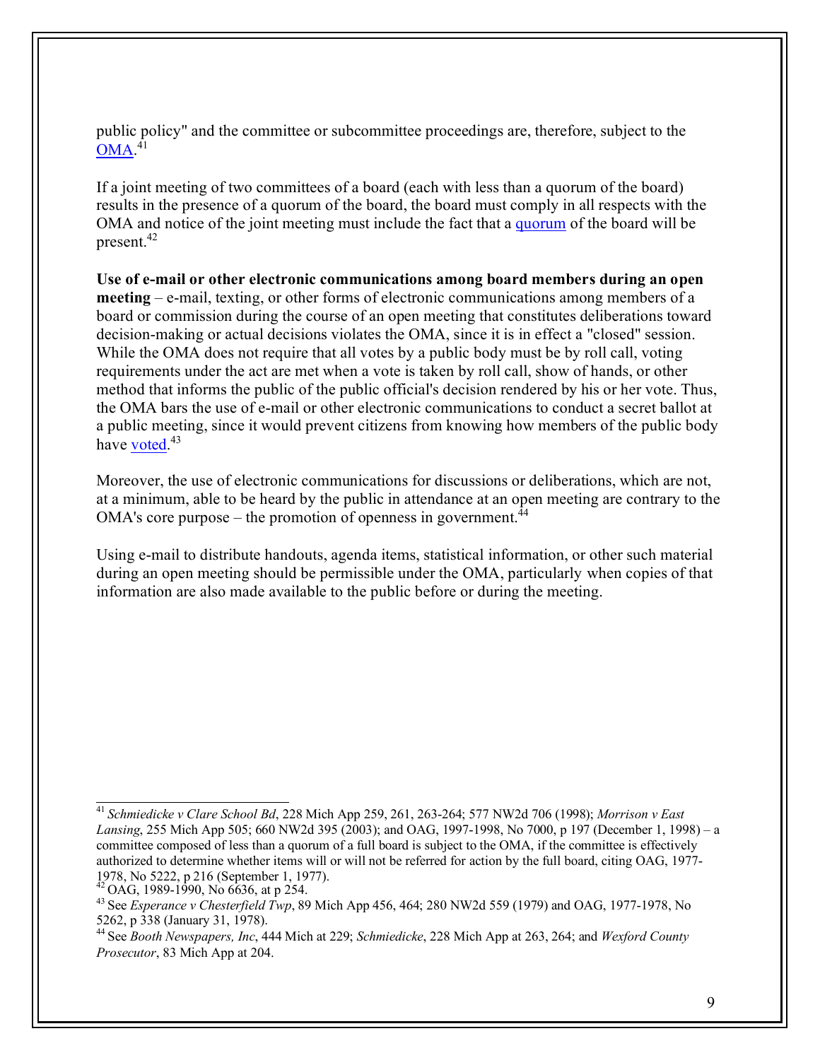public policy" and the committee or subcommittee proceedings are, therefore, subject to the OMA.[41]

If a joint meeting of two committees of a board (each with less than a quorum of the board) results in the presence of a quorum of the board, the board must comply in all respects with the OMA and notice of the joint meeting must include the fact that a quorum of the board will be present.[42]

**Use of e-mail or other electronic communications among board members during an open meeting** – e-mail, texting, or other forms of electronic communications among members of a board or commission during the course of an open meeting that constitutes deliberations toward decision-making or actual decisions violates the OMA, since it is in effect a "closed" session. While the OMA does not require that all votes by a public body must be by roll call, voting requirements under the act are met when a vote is taken by roll call, show of hands, or other method that informs the public of the public official's decision rendered by his or her vote. Thus, the OMA bars the use of e-mail or other electronic communications to conduct a secret ballot at a public meeting, since it would prevent citizens from knowing how members of the public body have voted.[43]

Moreover, the use of electronic communications for discussions or deliberations, which are not, at a minimum, able to be heard by the public in attendance at an open meeting are contrary to the OMA's core purpose – the promotion of openness in government.[44]

Using e-mail to distribute handouts, agenda items, statistical information, or other such material during an open meeting should be permissible under the OMA, particularly when copies of that information are also made available to the public before or during the meeting.

---

[41] *Schmiedicke v Clare School Bd*, 228 Mich App 259, 261, 263-264; 577 NW2d 706 (1998); *Morrison v East Lansing*, 255 Mich App 505; 660 NW2d 395 (2003); and OAG, 1997-1998, No 7000, p 197 (December 1, 1998) – a committee composed of less than a quorum of a full board is subject to the OMA, if the committee is effectively authorized to determine whether items will or will not be referred for action by the full board, citing OAG, 1977-1978, No 5222, p 216 (September 1, 1977).

[42] OAG, 1989-1990, No 6636, at p 254.

[43] See *Esperance v Chesterfield Twp*, 89 Mich App 456, 464; 280 NW2d 559 (1979) and OAG, 1977-1978, No 5262, p 338 (January 31, 1978).

[44] See *Booth Newspapers, Inc*, 444 Mich at 229; *Schmiedicke*, 228 Mich App at 263, 264; and *Wexford County Prosecutor*, 83 Mich App at 204.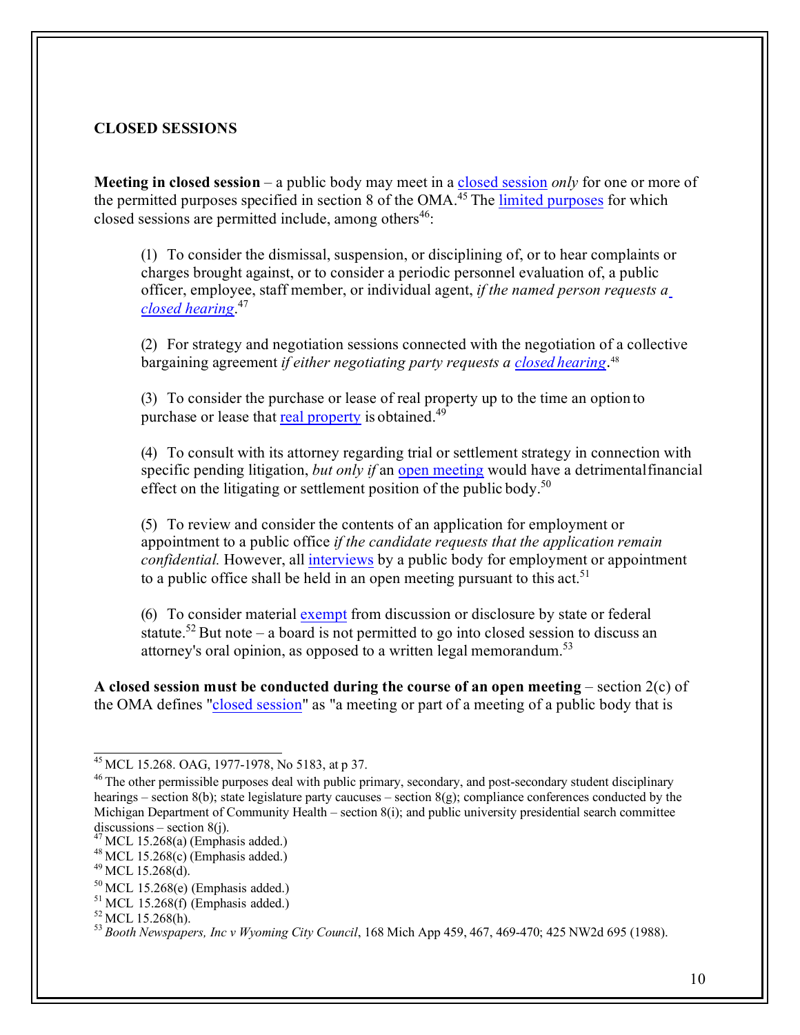**CLOSED SESSIONS**

**Meeting in closed session** – a public body may meet in a closed session *only* for one or more of the permitted purposes specified in section 8 of the OMA.[45] The limited purposes for which closed sessions are permitted include, among others[46]:

(1) To consider the dismissal, suspension, or disciplining of, or to hear complaints or charges brought against, or to consider a periodic personnel evaluation of, a public officer, employee, staff member, or individual agent, *if the named person requests a closed hearing*.[47]

(2) For strategy and negotiation sessions connected with the negotiation of a collective bargaining agreement *if either negotiating party requests a closed hearing*.[48]

(3) To consider the purchase or lease of real property up to the time an option to purchase or lease that real property is obtained.[49]

(4) To consult with its attorney regarding trial or settlement strategy in connection with specific pending litigation, *but only if* an open meeting would have a detrimental financial effect on the litigating or settlement position of the public body.[50]

(5) To review and consider the contents of an application for employment or appointment to a public office *if the candidate requests that the application remain confidential.* However, all interviews by a public body for employment or appointment to a public office shall be held in an open meeting pursuant to this act.[51]

(6) To consider material exempt from discussion or disclosure by state or federal statute.[52] But note – a board is not permitted to go into closed session to discuss an attorney's oral opinion, as opposed to a written legal memorandum.[53]

**A closed session must be conducted during the course of an open meeting** – section 2(c) of the OMA defines "closed session" as "a meeting or part of a meeting of a public body that is

---

[45] MCL 15.268. OAG, 1977-1978, No 5183, at p 37.

[46] The other permissible purposes deal with public primary, secondary, and post-secondary student disciplinary hearings – section 8(b); state legislature party caucuses – section 8(g); compliance conferences conducted by the Michigan Department of Community Health – section 8(i); and public university presidential search committee discussions – section 8(j).

[47] MCL 15.268(a) (Emphasis added.)

[48] MCL 15.268(c) (Emphasis added.)

[49] MCL 15.268(d).

[50] MCL 15.268(e) (Emphasis added.)

[51] MCL 15.268(f) (Emphasis added.)

[52] MCL 15.268(h).

[53] *Booth Newspapers, Inc v Wyoming City Council*, 168 Mich App 459, 467, 469-470; 425 NW2d 695 (1988).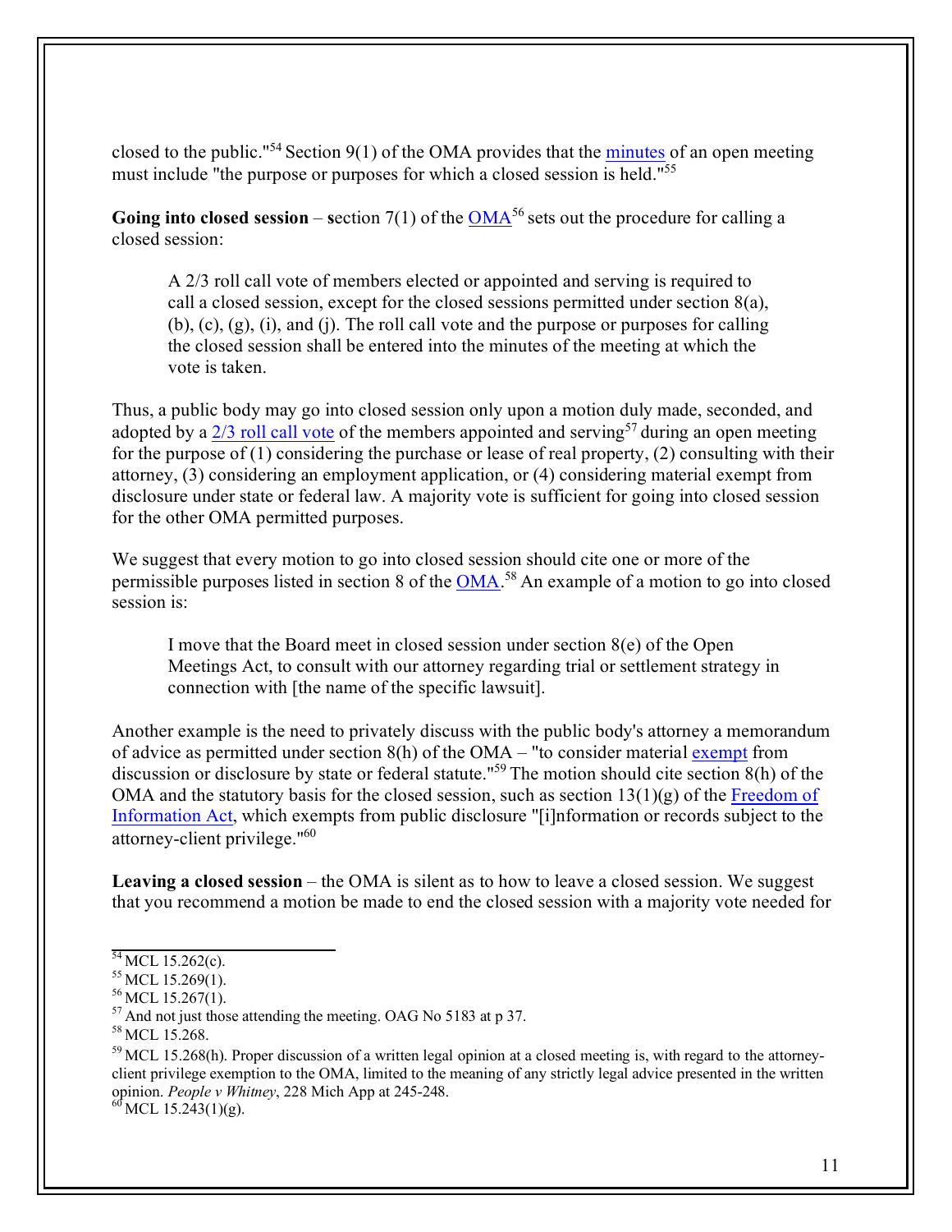closed to the public."[54] Section 9(1) of the OMA provides that the minutes of an open meeting must include "the purpose or purposes for which a closed session is held."[55]

**Going into closed session** – **s**ection 7(1) of the OMA[56] sets out the procedure for calling a closed session:

> A 2/3 roll call vote of members elected or appointed and serving is required to call a closed session, except for the closed sessions permitted under section 8(a), (b), (c), (g), (i), and (j). The roll call vote and the purpose or purposes for calling the closed session shall be entered into the minutes of the meeting at which the vote is taken.

Thus, a public body may go into closed session only upon a motion duly made, seconded, and adopted by a 2/3 roll call vote of the members appointed and serving[57] during an open meeting for the purpose of (1) considering the purchase or lease of real property, (2) consulting with their attorney, (3) considering an employment application, or (4) considering material exempt from disclosure under state or federal law. A majority vote is sufficient for going into closed session for the other OMA permitted purposes.

We suggest that every motion to go into closed session should cite one or more of the permissible purposes listed in section 8 of the OMA.[58] An example of a motion to go into closed session is:

> I move that the Board meet in closed session under section 8(e) of the Open Meetings Act, to consult with our attorney regarding trial or settlement strategy in connection with [the name of the specific lawsuit].

Another example is the need to privately discuss with the public body's attorney a memorandum of advice as permitted under section 8(h) of the OMA – "to consider material exempt from discussion or disclosure by state or federal statute."[59] The motion should cite section 8(h) of the OMA and the statutory basis for the closed session, such as section 13(1)(g) of the Freedom of Information Act, which exempts from public disclosure "[i]nformation or records subject to the attorney-client privilege."[60]

**Leaving a closed session** – the OMA is silent as to how to leave a closed session. We suggest that you recommend a motion be made to end the closed session with a majority vote needed for

---

[54] MCL 15.262(c).

[55] MCL 15.269(1).

[56] MCL 15.267(1).

[57] And not just those attending the meeting. OAG No 5183 at p 37.

[58] MCL 15.268.

[59] MCL 15.268(h). Proper discussion of a written legal opinion at a closed meeting is, with regard to the attorney-client privilege exemption to the OMA, limited to the meaning of any strictly legal advice presented in the written opinion. *People v Whitney*, 228 Mich App at 245-248.

[60] MCL 15.243(1)(g).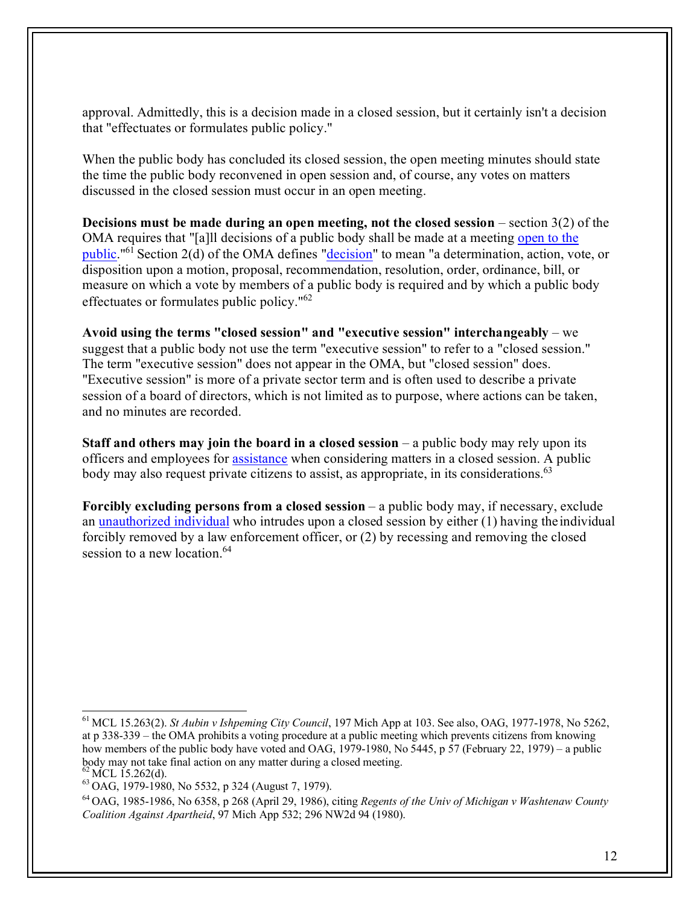approval. Admittedly, this is a decision made in a closed session, but it certainly isn't a decision that "effectuates or formulates public policy."

When the public body has concluded its closed session, the open meeting minutes should state the time the public body reconvened in open session and, of course, any votes on matters discussed in the closed session must occur in an open meeting.

**Decisions must be made during an open meeting, not the closed session** – section 3(2) of the OMA requires that "[a]ll decisions of a public body shall be made at a meeting open to the public."[61] Section 2(d) of the OMA defines "decision" to mean "a determination, action, vote, or disposition upon a motion, proposal, recommendation, resolution, order, ordinance, bill, or measure on which a vote by members of a public body is required and by which a public body effectuates or formulates public policy."[62]

**Avoid using the terms "closed session" and "executive session" interchangeably** – we suggest that a public body not use the term "executive session" to refer to a "closed session." The term "executive session" does not appear in the OMA, but "closed session" does. "Executive session" is more of a private sector term and is often used to describe a private session of a board of directors, which is not limited as to purpose, where actions can be taken, and no minutes are recorded.

**Staff and others may join the board in a closed session** – a public body may rely upon its officers and employees for assistance when considering matters in a closed session. A public body may also request private citizens to assist, as appropriate, in its considerations.[63]

**Forcibly excluding persons from a closed session** – a public body may, if necessary, exclude an unauthorized individual who intrudes upon a closed session by either (1) having the individual forcibly removed by a law enforcement officer, or (2) by recessing and removing the closed session to a new location.[64]

---

[61] MCL 15.263(2). *St Aubin v Ishpeming City Council*, 197 Mich App at 103. See also, OAG, 1977-1978, No 5262, at p 338-339 – the OMA prohibits a voting procedure at a public meeting which prevents citizens from knowing how members of the public body have voted and OAG, 1979-1980, No 5445, p 57 (February 22, 1979) – a public body may not take final action on any matter during a closed meeting.

[62] MCL 15.262(d).

[63] OAG, 1979-1980, No 5532, p 324 (August 7, 1979).

[64] OAG, 1985-1986, No 6358, p 268 (April 29, 1986), citing *Regents of the Univ of Michigan v Washtenaw County Coalition Against Apartheid*, 97 Mich App 532; 296 NW2d 94 (1980).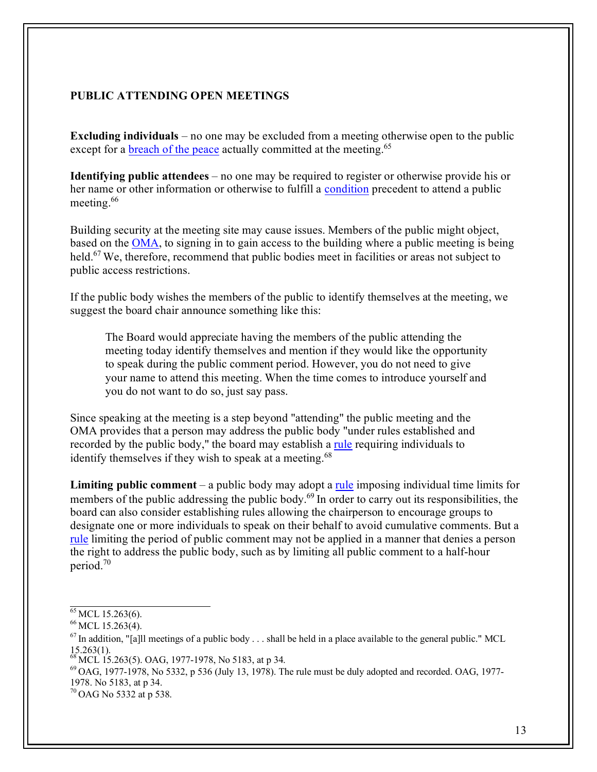**PUBLIC ATTENDING OPEN MEETINGS**

**Excluding individuals** – no one may be excluded from a meeting otherwise open to the public except for a breach of the peace actually committed at the meeting.[65]

**Identifying public attendees** – no one may be required to register or otherwise provide his or her name or other information or otherwise to fulfill a condition precedent to attend a public meeting.[66]

Building security at the meeting site may cause issues. Members of the public might object, based on the OMA, to signing in to gain access to the building where a public meeting is being held.[67] We, therefore, recommend that public bodies meet in facilities or areas not subject to public access restrictions.

If the public body wishes the members of the public to identify themselves at the meeting, we suggest the board chair announce something like this:

> The Board would appreciate having the members of the public attending the meeting today identify themselves and mention if they would like the opportunity to speak during the public comment period. However, you do not need to give your name to attend this meeting. When the time comes to introduce yourself and you do not want to do so, just say pass.

Since speaking at the meeting is a step beyond "attending" the public meeting and the OMA provides that a person may address the public body "under rules established and recorded by the public body," the board may establish a rule requiring individuals to identify themselves if they wish to speak at a meeting.[68]

**Limiting public comment** – a public body may adopt a rule imposing individual time limits for members of the public addressing the public body.[69] In order to carry out its responsibilities, the board can also consider establishing rules allowing the chairperson to encourage groups to designate one or more individuals to speak on their behalf to avoid cumulative comments. But a rule limiting the period of public comment may not be applied in a manner that denies a person the right to address the public body, such as by limiting all public comment to a half-hour period.[70]

---

[65] MCL 15.263(6).

[66] MCL 15.263(4).

[67] In addition, "[a]ll meetings of a public body . . . shall be held in a place available to the general public." MCL 15.263(1).

[68] MCL 15.263(5). OAG, 1977-1978, No 5183, at p 34.

[69] OAG, 1977-1978, No 5332, p 536 (July 13, 1978). The rule must be duly adopted and recorded. OAG, 1977-1978. No 5183, at p 34.

[70] OAG No 5332 at p 538.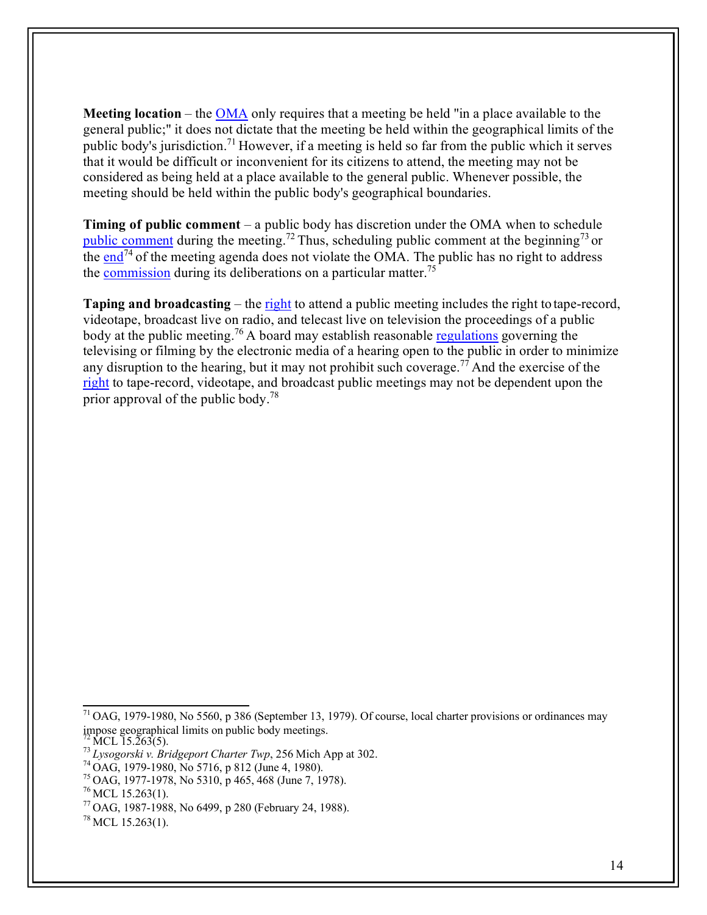**Meeting location** – the OMA only requires that a meeting be held "in a place available to the general public;" it does not dictate that the meeting be held within the geographical limits of the public body's jurisdiction.[71] However, if a meeting is held so far from the public which it serves that it would be difficult or inconvenient for its citizens to attend, the meeting may not be considered as being held at a place available to the general public. Whenever possible, the meeting should be held within the public body's geographical boundaries.

**Timing of public comment** – a public body has discretion under the OMA when to schedule public comment during the meeting.[72] Thus, scheduling public comment at the beginning[73] or the end[74] of the meeting agenda does not violate the OMA. The public has no right to address the commission during its deliberations on a particular matter.[75]

**Taping and broadcasting** – the right to attend a public meeting includes the right to tape-record, videotape, broadcast live on radio, and telecast live on television the proceedings of a public body at the public meeting.[76] A board may establish reasonable regulations governing the televising or filming by the electronic media of a hearing open to the public in order to minimize any disruption to the hearing, but it may not prohibit such coverage.[77] And the exercise of the right to tape-record, videotape, and broadcast public meetings may not be dependent upon the prior approval of the public body.[78]

---

[71] OAG, 1979-1980, No 5560, p 386 (September 13, 1979). Of course, local charter provisions or ordinances may impose geographical limits on public body meetings.

[72] MCL 15.263(5).

[73] *Lysogorski v. Bridgeport Charter Twp*, 256 Mich App at 302.

[74] OAG, 1979-1980, No 5716, p 812 (June 4, 1980).

[75] OAG, 1977-1978, No 5310, p 465, 468 (June 7, 1978).

[76] MCL 15.263(1).

[77] OAG, 1987-1988, No 6499, p 280 (February 24, 1988).

[78] MCL 15.263(1).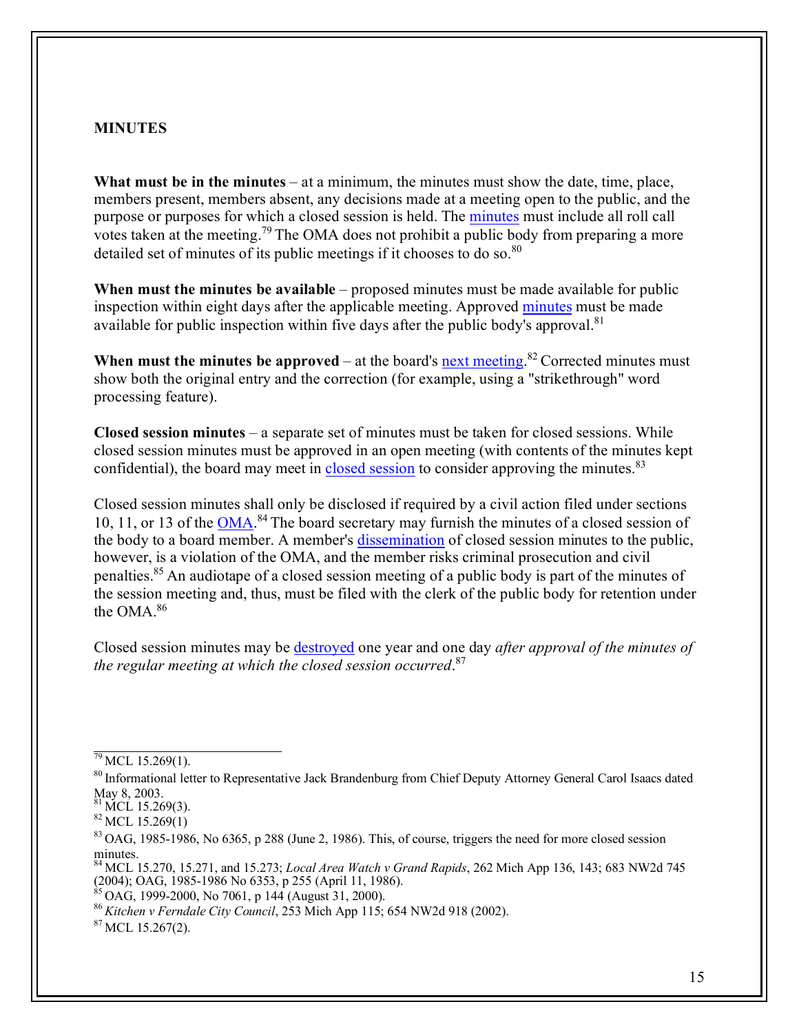## MINUTES

**What must be in the minutes** – at a minimum, the minutes must show the date, time, place, members present, members absent, any decisions made at a meeting open to the public, and the purpose or purposes for which a closed session is held. The minutes must include all roll call votes taken at the meeting.[79] The OMA does not prohibit a public body from preparing a more detailed set of minutes of its public meetings if it chooses to do so.[80]

**When must the minutes be available** – proposed minutes must be made available for public inspection within eight days after the applicable meeting. Approved minutes must be made available for public inspection within five days after the public body's approval.[81]

**When must the minutes be approved** – at the board's next meeting.[82] Corrected minutes must show both the original entry and the correction (for example, using a "strikethrough" word processing feature).

**Closed session minutes** – a separate set of minutes must be taken for closed sessions. While closed session minutes must be approved in an open meeting (with contents of the minutes kept confidential), the board may meet in closed session to consider approving the minutes.[83]

Closed session minutes shall only be disclosed if required by a civil action filed under sections 10, 11, or 13 of the OMA.[84] The board secretary may furnish the minutes of a closed session of the body to a board member. A member's dissemination of closed session minutes to the public, however, is a violation of the OMA, and the member risks criminal prosecution and civil penalties.[85] An audiotape of a closed session meeting of a public body is part of the minutes of the session meeting and, thus, must be filed with the clerk of the public body for retention under the OMA.[86]

Closed session minutes may be destroyed one year and one day *after approval of the minutes of the regular meeting at which the closed session occurred*.[87]

---

[79] MCL 15.269(1).

[80] Informational letter to Representative Jack Brandenburg from Chief Deputy Attorney General Carol Isaacs dated May 8, 2003.

[81] MCL 15.269(3).

[82] MCL 15.269(1)

[83] OAG, 1985-1986, No 6365, p 288 (June 2, 1986). This, of course, triggers the need for more closed session minutes.

[84] MCL 15.270, 15.271, and 15.273; *Local Area Watch v Grand Rapids*, 262 Mich App 136, 143; 683 NW2d 745 (2004); OAG, 1985-1986 No 6353, p 255 (April 11, 1986).

[85] OAG, 1999-2000, No 7061, p 144 (August 31, 2000).

[86] *Kitchen v Ferndale City Council*, 253 Mich App 115; 654 NW2d 918 (2002).

[87] MCL 15.267(2).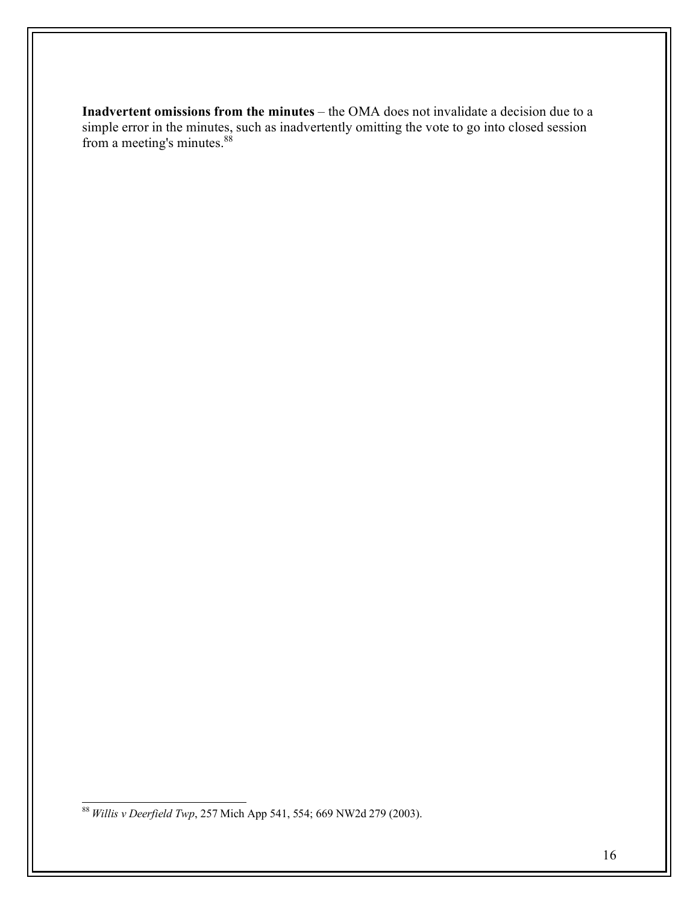**Inadvertent omissions from the minutes** – the OMA does not invalidate a decision due to a simple error in the minutes, such as inadvertently omitting the vote to go into closed session from a meeting's minutes.[88]

---

[88] *Willis v Deerfield Twp*, 257 Mich App 541, 554; 669 NW2d 279 (2003).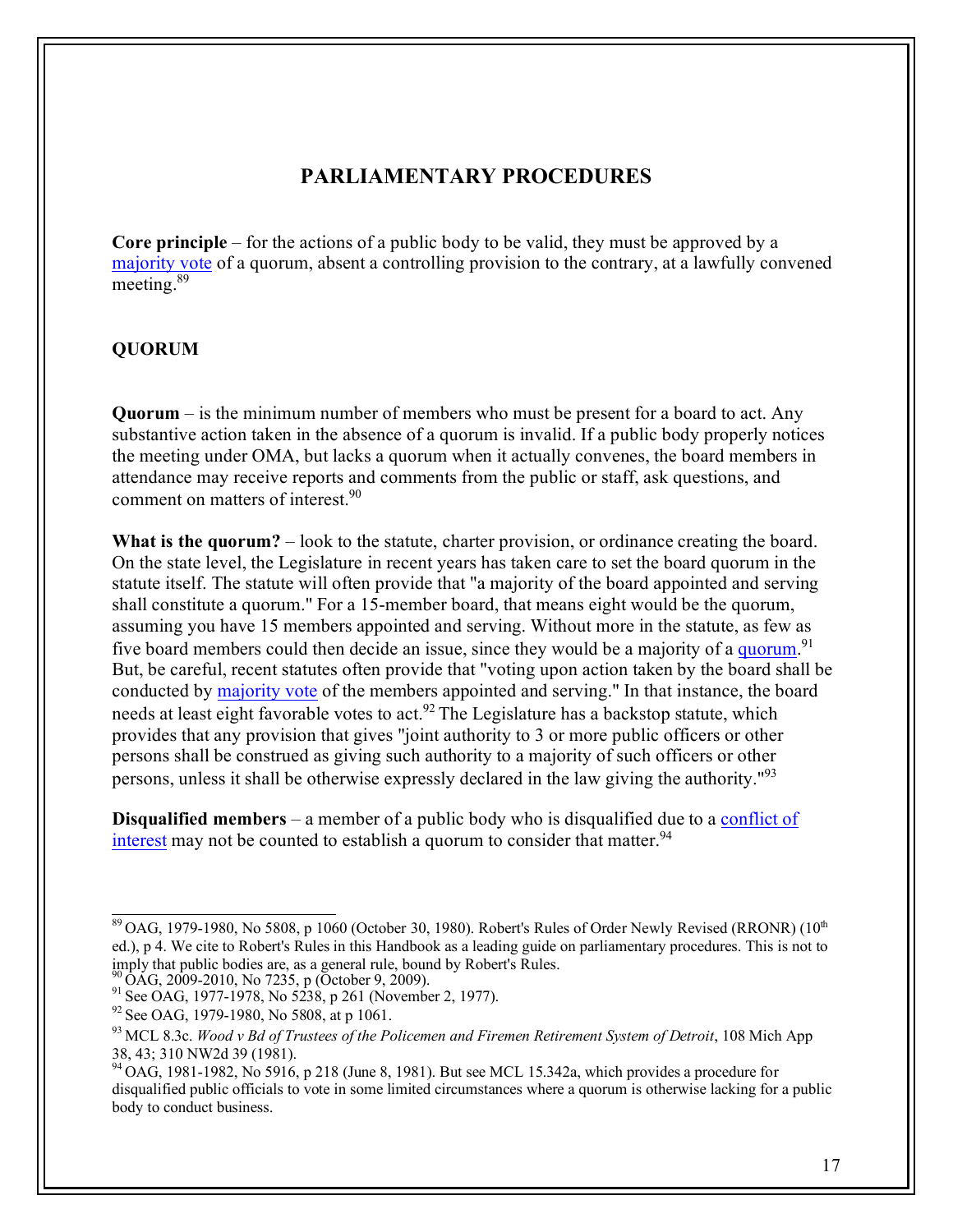# PARLIAMENTARY PROCEDURES

**Core principle** – for the actions of a public body to be valid, they must be approved by a majority vote of a quorum, absent a controlling provision to the contrary, at a lawfully convened meeting.[89]

## QUORUM

**Quorum** – is the minimum number of members who must be present for a board to act. Any substantive action taken in the absence of a quorum is invalid. If a public body properly notices the meeting under OMA, but lacks a quorum when it actually convenes, the board members in attendance may receive reports and comments from the public or staff, ask questions, and comment on matters of interest.[90]

**What is the quorum?** – look to the statute, charter provision, or ordinance creating the board. On the state level, the Legislature in recent years has taken care to set the board quorum in the statute itself. The statute will often provide that "a majority of the board appointed and serving shall constitute a quorum." For a 15-member board, that means eight would be the quorum, assuming you have 15 members appointed and serving. Without more in the statute, as few as five board members could then decide an issue, since they would be a majority of a quorum.[91] But, be careful, recent statutes often provide that "voting upon action taken by the board shall be conducted by majority vote of the members appointed and serving." In that instance, the board needs at least eight favorable votes to act.[92] The Legislature has a backstop statute, which provides that any provision that gives "joint authority to 3 or more public officers or other persons shall be construed as giving such authority to a majority of such officers or other persons, unless it shall be otherwise expressly declared in the law giving the authority."[93]

**Disqualified members** – a member of a public body who is disqualified due to a conflict of interest may not be counted to establish a quorum to consider that matter.[94]

---

[89] OAG, 1979-1980, No 5808, p 1060 (October 30, 1980). Robert's Rules of Order Newly Revised (RRONR) (10th ed.), p 4. We cite to Robert's Rules in this Handbook as a leading guide on parliamentary procedures. This is not to imply that public bodies are, as a general rule, bound by Robert's Rules.

[90] OAG, 2009-2010, No 7235, p (October 9, 2009).

[91] See OAG, 1977-1978, No 5238, p 261 (November 2, 1977).

[92] See OAG, 1979-1980, No 5808, at p 1061.

[93] MCL 8.3c. *Wood v Bd of Trustees of the Policemen and Firemen Retirement System of Detroit*, 108 Mich App 38, 43; 310 NW2d 39 (1981).

[94] OAG, 1981-1982, No 5916, p 218 (June 8, 1981). But see MCL 15.342a, which provides a procedure for disqualified public officials to vote in some limited circumstances where a quorum is otherwise lacking for a public body to conduct business.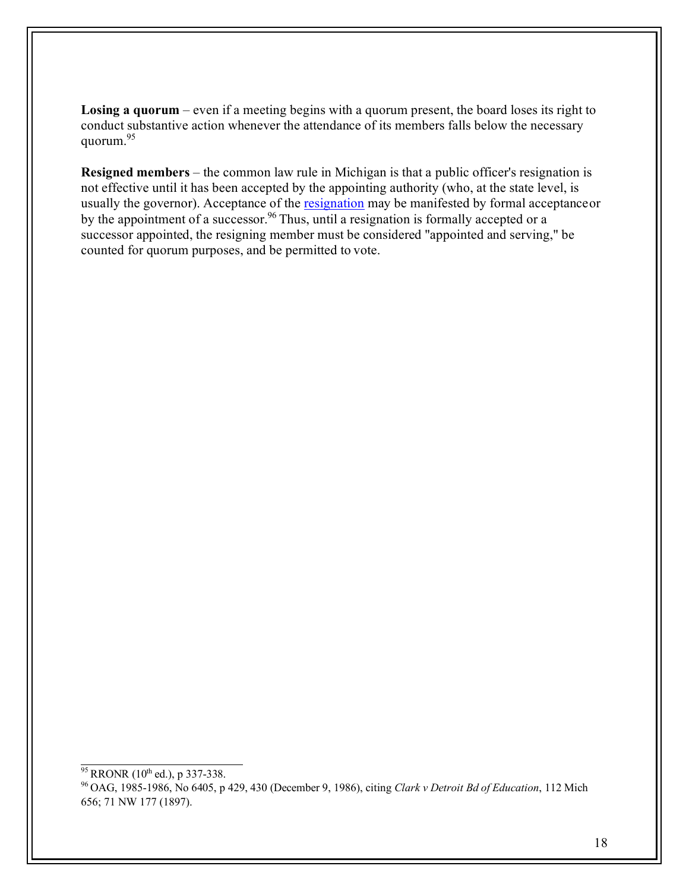**Losing a quorum** – even if a meeting begins with a quorum present, the board loses its right to conduct substantive action whenever the attendance of its members falls below the necessary quorum.[95]

**Resigned members** – the common law rule in Michigan is that a public officer's resignation is not effective until it has been accepted by the appointing authority (who, at the state level, is usually the governor). Acceptance of the resignation may be manifested by formal acceptance or by the appointment of a successor.[96] Thus, until a resignation is formally accepted or a successor appointed, the resigning member must be considered "appointed and serving," be counted for quorum purposes, and be permitted to vote.

---

[95] RRONR (10th ed.), p 337-338.

[96] OAG, 1985-1986, No 6405, p 429, 430 (December 9, 1986), citing *Clark v Detroit Bd of Education*, 112 Mich 656; 71 NW 177 (1897).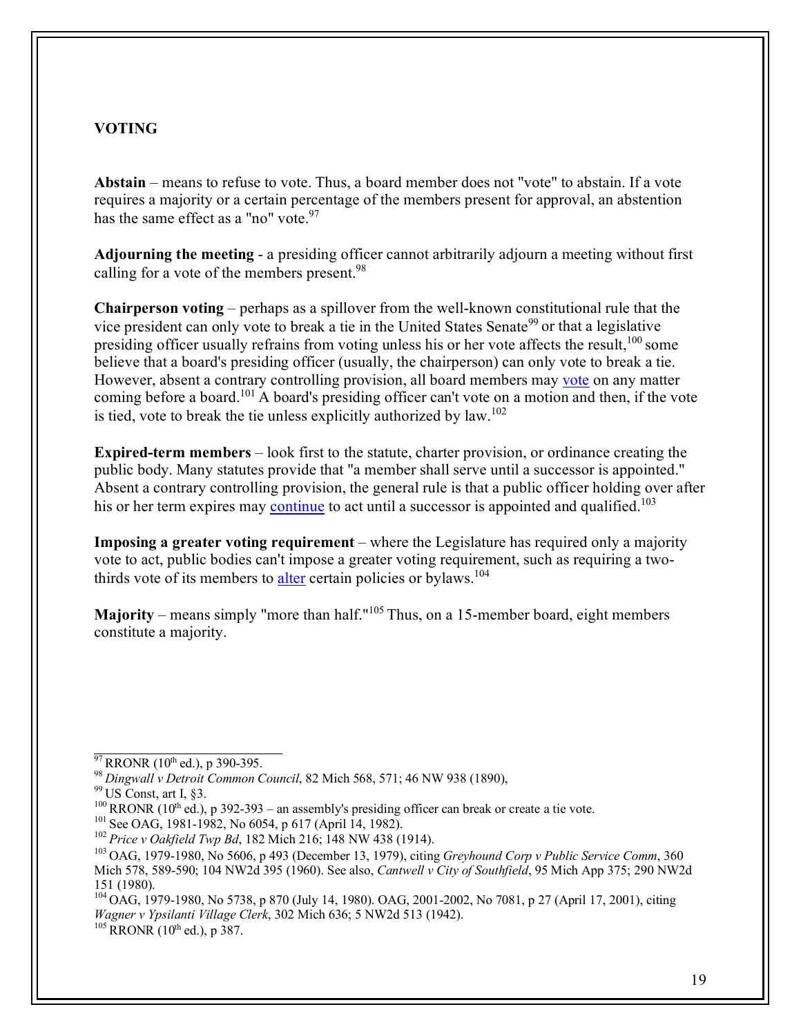**VOTING**

**Abstain** – means to refuse to vote. Thus, a board member does not "vote" to abstain. If a vote requires a majority or a certain percentage of the members present for approval, an abstention has the same effect as a "no" vote.[97]

**Adjourning the meeting** - a presiding officer cannot arbitrarily adjourn a meeting without first calling for a vote of the members present.[98]

**Chairperson voting** – perhaps as a spillover from the well-known constitutional rule that the vice president can only vote to break a tie in the United States Senate[99] or that a legislative presiding officer usually refrains from voting unless his or her vote affects the result,[100] some believe that a board's presiding officer (usually, the chairperson) can only vote to break a tie. However, absent a contrary controlling provision, all board members may vote on any matter coming before a board.[101] A board's presiding officer can't vote on a motion and then, if the vote is tied, vote to break the tie unless explicitly authorized by law.[102]

**Expired-term members** – look first to the statute, charter provision, or ordinance creating the public body. Many statutes provide that "a member shall serve until a successor is appointed." Absent a contrary controlling provision, the general rule is that a public officer holding over after his or her term expires may continue to act until a successor is appointed and qualified.[103]

**Imposing a greater voting requirement** – where the Legislature has required only a majority vote to act, public bodies can't impose a greater voting requirement, such as requiring a two-thirds vote of its members to alter certain policies or bylaws.[104]

**Majority** – means simply "more than half."[105] Thus, on a 15-member board, eight members constitute a majority.

---

[97] RRONR (10th ed.), p 390-395.

[98] *Dingwall v Detroit Common Council*, 82 Mich 568, 571; 46 NW 938 (1890),

[99] US Const, art I, §3.

[100] RRONR (10th ed.), p 392-393 – an assembly's presiding officer can break or create a tie vote.

[101] See OAG, 1981-1982, No 6054, p 617 (April 14, 1982).

[102] *Price v Oakfield Twp Bd*, 182 Mich 216; 148 NW 438 (1914).

[103] OAG, 1979-1980, No 5606, p 493 (December 13, 1979), citing *Greyhound Corp v Public Service Comm*, 360 Mich 578, 589-590; 104 NW2d 395 (1960). See also, *Cantwell v City of Southfield*, 95 Mich App 375; 290 NW2d 151 (1980).

[104] OAG, 1979-1980, No 5738, p 870 (July 14, 1980). OAG, 2001-2002, No 7081, p 27 (April 17, 2001), citing *Wagner v Ypsilanti Village Clerk*, 302 Mich 636; 5 NW2d 513 (1942).

[105] RRONR (10th ed.), p 387.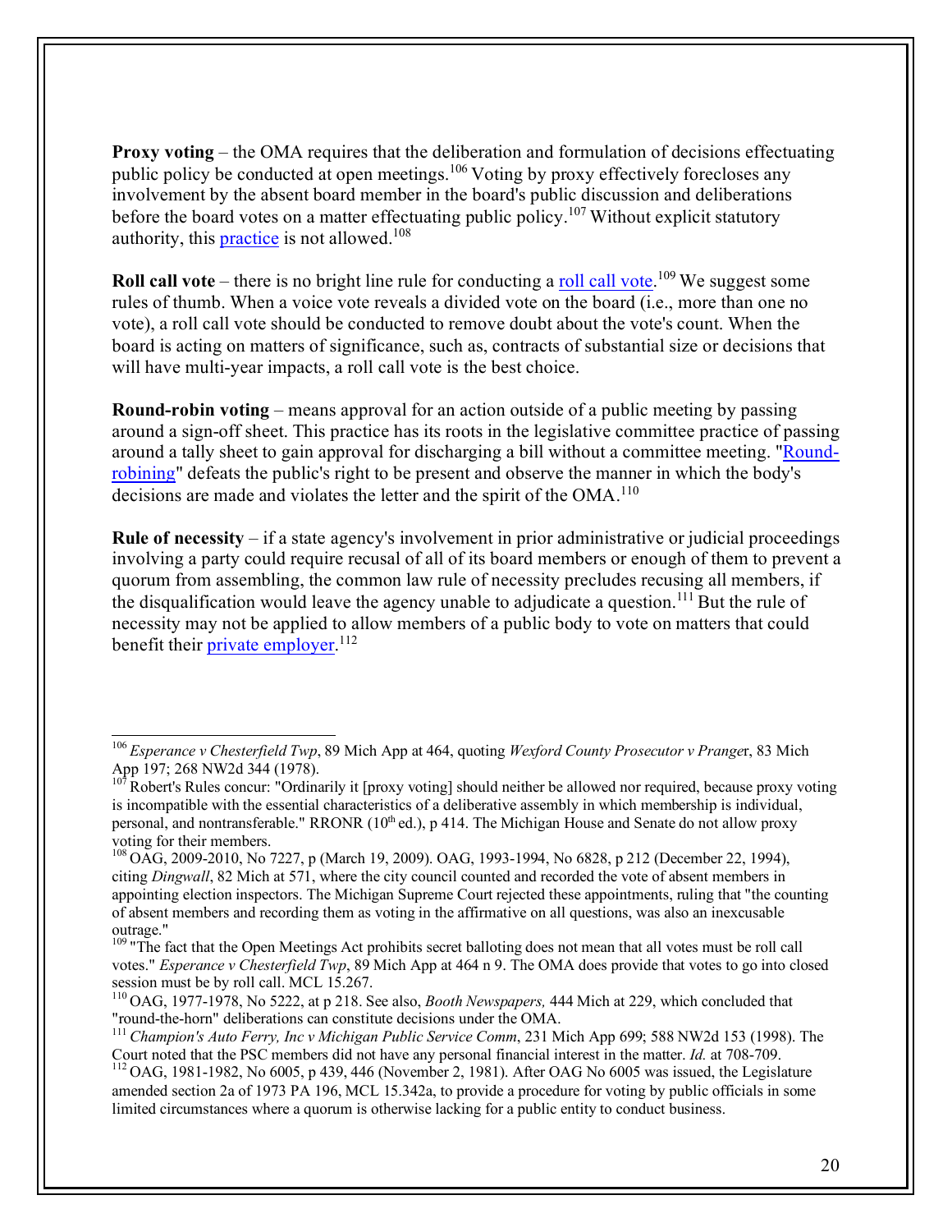**Proxy voting** – the OMA requires that the deliberation and formulation of decisions effectuating public policy be conducted at open meetings.[106] Voting by proxy effectively forecloses any involvement by the absent board member in the board's public discussion and deliberations before the board votes on a matter effectuating public policy.[107] Without explicit statutory authority, this practice is not allowed.[108]

**Roll call vote** – there is no bright line rule for conducting a roll call vote.[109] We suggest some rules of thumb. When a voice vote reveals a divided vote on the board (i.e., more than one no vote), a roll call vote should be conducted to remove doubt about the vote's count. When the board is acting on matters of significance, such as, contracts of substantial size or decisions that will have multi-year impacts, a roll call vote is the best choice.

**Round-robin voting** – means approval for an action outside of a public meeting by passing around a sign-off sheet. This practice has its roots in the legislative committee practice of passing around a tally sheet to gain approval for discharging a bill without a committee meeting. "Round-robining" defeats the public's right to be present and observe the manner in which the body's decisions are made and violates the letter and the spirit of the OMA.[110]

**Rule of necessity** – if a state agency's involvement in prior administrative or judicial proceedings involving a party could require recusal of all of its board members or enough of them to prevent a quorum from assembling, the common law rule of necessity precludes recusing all members, if the disqualification would leave the agency unable to adjudicate a question.[111] But the rule of necessity may not be applied to allow members of a public body to vote on matters that could benefit their private employer.[112]

---

[106] *Esperance v Chesterfield Twp*, 89 Mich App at 464, quoting *Wexford County Prosecutor v Pranger*, 83 Mich App 197; 268 NW2d 344 (1978).

[107] Robert's Rules concur: "Ordinarily it [proxy voting] should neither be allowed nor required, because proxy voting is incompatible with the essential characteristics of a deliberative assembly in which membership is individual, personal, and nontransferable." RRONR (10th ed.), p 414. The Michigan House and Senate do not allow proxy voting for their members.

[108] OAG, 2009-2010, No 7227, p (March 19, 2009). OAG, 1993-1994, No 6828, p 212 (December 22, 1994), citing *Dingwall*, 82 Mich at 571, where the city council counted and recorded the vote of absent members in appointing election inspectors. The Michigan Supreme Court rejected these appointments, ruling that "the counting of absent members and recording them as voting in the affirmative on all questions, was also an inexcusable outrage."

[109] "The fact that the Open Meetings Act prohibits secret balloting does not mean that all votes must be roll call votes." *Esperance v Chesterfield Twp*, 89 Mich App at 464 n 9. The OMA does provide that votes to go into closed session must be by roll call. MCL 15.267.

[110] OAG, 1977-1978, No 5222, at p 218. See also, *Booth Newspapers,* 444 Mich at 229, which concluded that "round-the-horn" deliberations can constitute decisions under the OMA.

[111] *Champion's Auto Ferry, Inc v Michigan Public Service Comm*, 231 Mich App 699; 588 NW2d 153 (1998). The Court noted that the PSC members did not have any personal financial interest in the matter. *Id.* at 708-709.

[112] OAG, 1981-1982, No 6005, p 439, 446 (November 2, 1981). After OAG No 6005 was issued, the Legislature amended section 2a of 1973 PA 196, MCL 15.342a, to provide a procedure for voting by public officials in some limited circumstances where a quorum is otherwise lacking for a public entity to conduct business.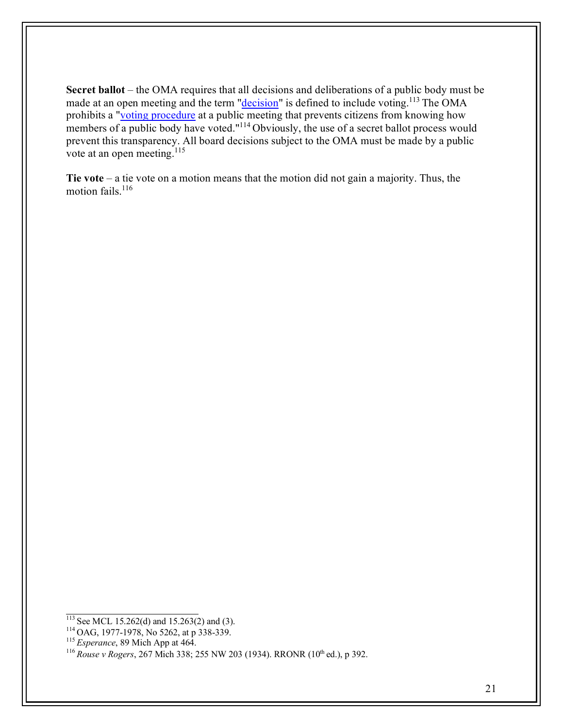**Secret ballot** – the OMA requires that all decisions and deliberations of a public body must be made at an open meeting and the term "decision" is defined to include voting.[113] The OMA prohibits a "voting procedure at a public meeting that prevents citizens from knowing how members of a public body have voted."[114] Obviously, the use of a secret ballot process would prevent this transparency. All board decisions subject to the OMA must be made by a public vote at an open meeting.[115]

**Tie vote** – a tie vote on a motion means that the motion did not gain a majority. Thus, the motion fails.[116]

---

[113] See MCL 15.262(d) and 15.263(2) and (3).

[114] OAG, 1977-1978, No 5262, at p 338-339.

[115] *Esperance*, 89 Mich App at 464.

[116] *Rouse v Rogers*, 267 Mich 338; 255 NW 203 (1934). RRONR (10th ed.), p 392.